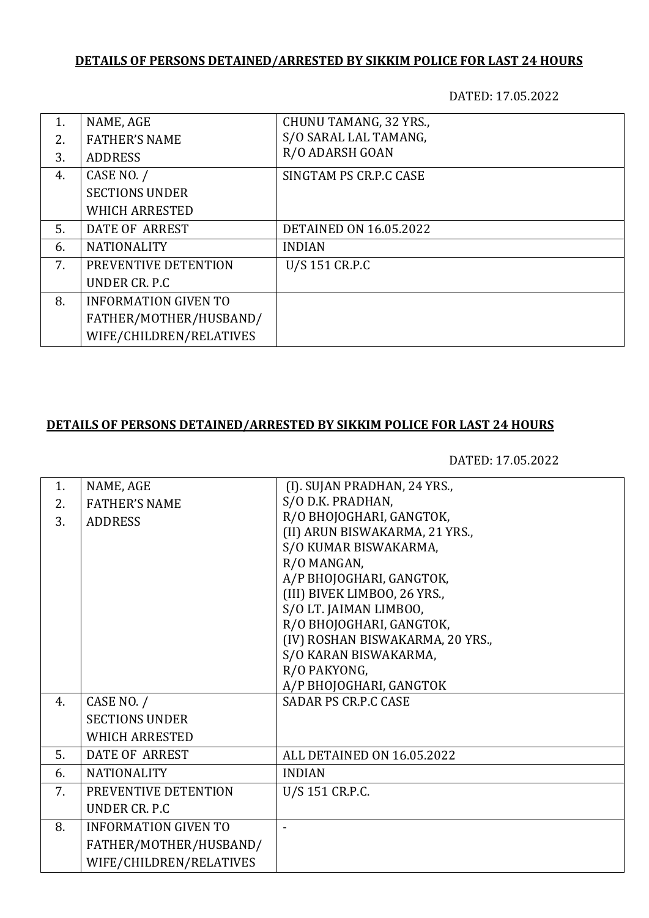**DETAILS OF PERSONS DETAINED/ARRESTED BY SIKKIM POLICE FOR LAST 24 HOURS**

DATED: 17.05.2022

| | | |
|---|---|---|
| 1.<br>2.<br>3. | NAME, AGE<br>FATHER'S NAME<br>ADDRESS | CHUNU TAMANG, 32 YRS.,<br>S/O SARAL LAL TAMANG,<br>R/O ADARSH GOAN |
| 4. | CASE NO. /<br>SECTIONS UNDER<br>WHICH ARRESTED | SINGTAM PS CR.P.C CASE |
| 5. | DATE OF ARREST | DETAINED ON 16.05.2022 |
| 6. | NATIONALITY | INDIAN |
| 7. | PREVENTIVE DETENTION<br>UNDER CR. P.C | U/S 151 CR.P.C |
| 8. | INFORMATION GIVEN TO<br>FATHER/MOTHER/HUSBAND/<br>WIFE/CHILDREN/RELATIVES | |

**DETAILS OF PERSONS DETAINED/ARRESTED BY SIKKIM POLICE FOR LAST 24 HOURS**

DATED: 17.05.2022

| | | |
|---|---|---|
| 1.<br>2.<br>3. | NAME, AGE<br>FATHER'S NAME<br>ADDRESS | (I). SUJAN PRADHAN, 24 YRS.,<br>S/O D.K. PRADHAN,<br>R/O BHOJOGHARI, GANGTOK,<br>(II) ARUN BISWAKARMA, 21 YRS.,<br>S/O KUMAR BISWAKARMA,<br>R/O MANGAN,<br>A/P BHOJOGHARI, GANGTOK,<br>(III) BIVEK LIMBOO, 26 YRS.,<br>S/O LT. JAIMAN LIMBOO,<br>R/O BHOJOGHARI, GANGTOK,<br>(IV) ROSHAN BISWAKARMA, 20 YRS.,<br>S/O KARAN BISWAKARMA,<br>R/O PAKYONG,<br>A/P BHOJOGHARI, GANGTOK |
| 4. | CASE NO. /<br>SECTIONS UNDER<br>WHICH ARRESTED | SADAR PS CR.P.C CASE |
| 5. | DATE OF ARREST | ALL DETAINED ON 16.05.2022 |
| 6. | NATIONALITY | INDIAN |
| 7. | PREVENTIVE DETENTION<br>UNDER CR. P.C | U/S 151 CR.P.C. |
| 8. | INFORMATION GIVEN TO<br>FATHER/MOTHER/HUSBAND/<br>WIFE/CHILDREN/RELATIVES | - |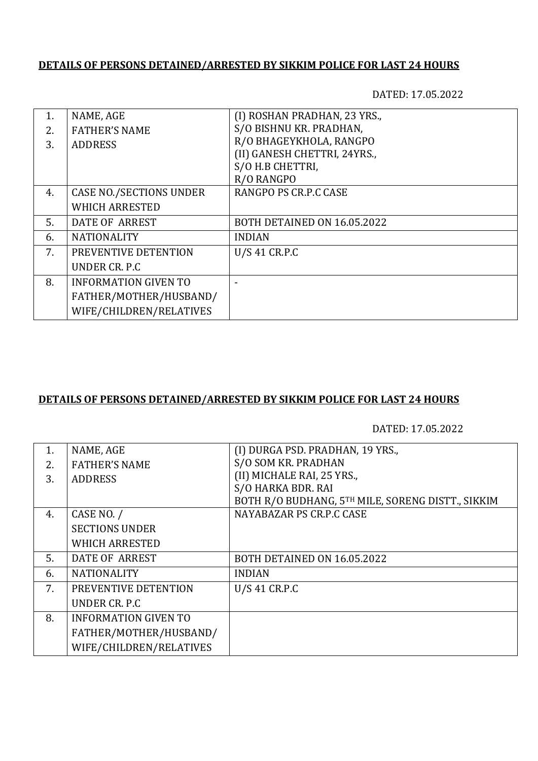**DETAILS OF PERSONS DETAINED/ARRESTED BY SIKKIM POLICE FOR LAST 24 HOURS**

DATED: 17.05.2022

| | | |
|---|---|---|
| 1.<br>2.<br>3. | NAME, AGE<br>FATHER'S NAME<br>ADDRESS | (I) ROSHAN PRADHAN, 23 YRS.,<br>S/O BISHNU KR. PRADHAN,<br>R/O BHAGEYKHOLA, RANGPO<br>(II) GANESH CHETTRI, 24YRS.,<br>S/O H.B CHETTRI,<br>R/O RANGPO |
| 4. | CASE NO./SECTIONS UNDER WHICH ARRESTED | RANGPO PS CR.P.C CASE |
| 5. | DATE OF ARREST | BOTH DETAINED ON 16.05.2022 |
| 6. | NATIONALITY | INDIAN |
| 7. | PREVENTIVE DETENTION UNDER CR. P.C | U/S 41 CR.P.C |
| 8. | INFORMATION GIVEN TO FATHER/MOTHER/HUSBAND/ WIFE/CHILDREN/RELATIVES | - |

**DETAILS OF PERSONS DETAINED/ARRESTED BY SIKKIM POLICE FOR LAST 24 HOURS**

DATED: 17.05.2022

| | | |
|---|---|---|
| 1.<br>2.<br>3. | NAME, AGE<br>FATHER'S NAME<br>ADDRESS | (I) DURGA PSD. PRADHAN, 19 YRS.,<br>S/O SOM KR. PRADHAN<br>(II) MICHALE RAI, 25 YRS.,<br>S/O HARKA BDR. RAI<br>BOTH R/O BUDHANG, 5TH MILE, SORENG DISTT., SIKKIM |
| 4. | CASE NO. / SECTIONS UNDER WHICH ARRESTED | NAYABAZAR PS CR.P.C CASE |
| 5. | DATE OF ARREST | BOTH DETAINED ON 16.05.2022 |
| 6. | NATIONALITY | INDIAN |
| 7. | PREVENTIVE DETENTION UNDER CR. P.C | U/S 41 CR.P.C |
| 8. | INFORMATION GIVEN TO FATHER/MOTHER/HUSBAND/ WIFE/CHILDREN/RELATIVES | |